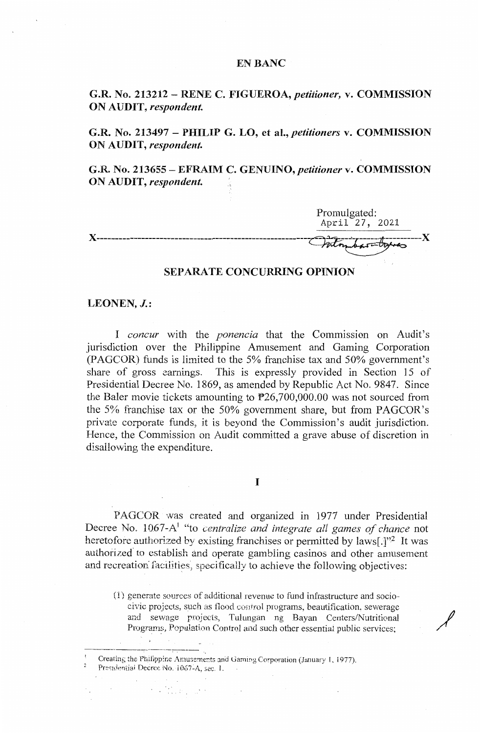**EN BANC**

**G.R. No. 213212 – RENE C. FIGUEROA,** *petitioner,* **v. COMMISSION ON AUDIT,** *respondent.*

**G.R. No. 213497 – PHILIP G. LO, et al.,** *petitioners* **v. COMMISSION ON AUDIT,** *respondent.*

**G.R. No. 213655 – EFRAIM C. GENUINO,** *petitioner* **v. COMMISSION ON AUDIT,** *respondent.*

Promulgated:
April 27, 2021

x-----------------------------------------------------------------------------------x

**SEPARATE CONCURRING OPINION**

**LEONEN, *J.*:**

I *concur* with the *ponencia* that the Commission on Audit's jurisdiction over the Philippine Amusement and Gaming Corporation (PAGCOR) funds is limited to the 5% franchise tax and 50% government's share of gross earnings. This is expressly provided in Section 15 of Presidential Decree No. 1869, as amended by Republic Act No. 9847. Since the Baler movie tickets amounting to ₱26,700,000.00 was not sourced from the 5% franchise tax or the 50% government share, but from PAGCOR's private corporate funds, it is beyond the Commission's audit jurisdiction. Hence, the Commission on Audit committed a grave abuse of discretion in disallowing the expenditure.

**I**

PAGCOR was created and organized in 1977 under Presidential Decree No. 1067-A[1] "to *centralize and integrate all games of chance* not heretofore authorized by existing franchises or permitted by laws[.]"[2] It was authorized to establish and operate gambling casinos and other amusement and recreation facilities, specifically to achieve the following objectives:

> (1) generate sources of additional revenue to fund infrastructure and socio-civic projects, such as flood control programs, beautification, sewerage and sewage projects, Tulungan ng Bayan Centers/Nutritional Programs, Population Control and such other essential public services;

---

[1] Creating the Philippine Amusements and Gaming Corporation (January 1, 1977).

[2] Presidential Decree No. 1067-A, sec. 1.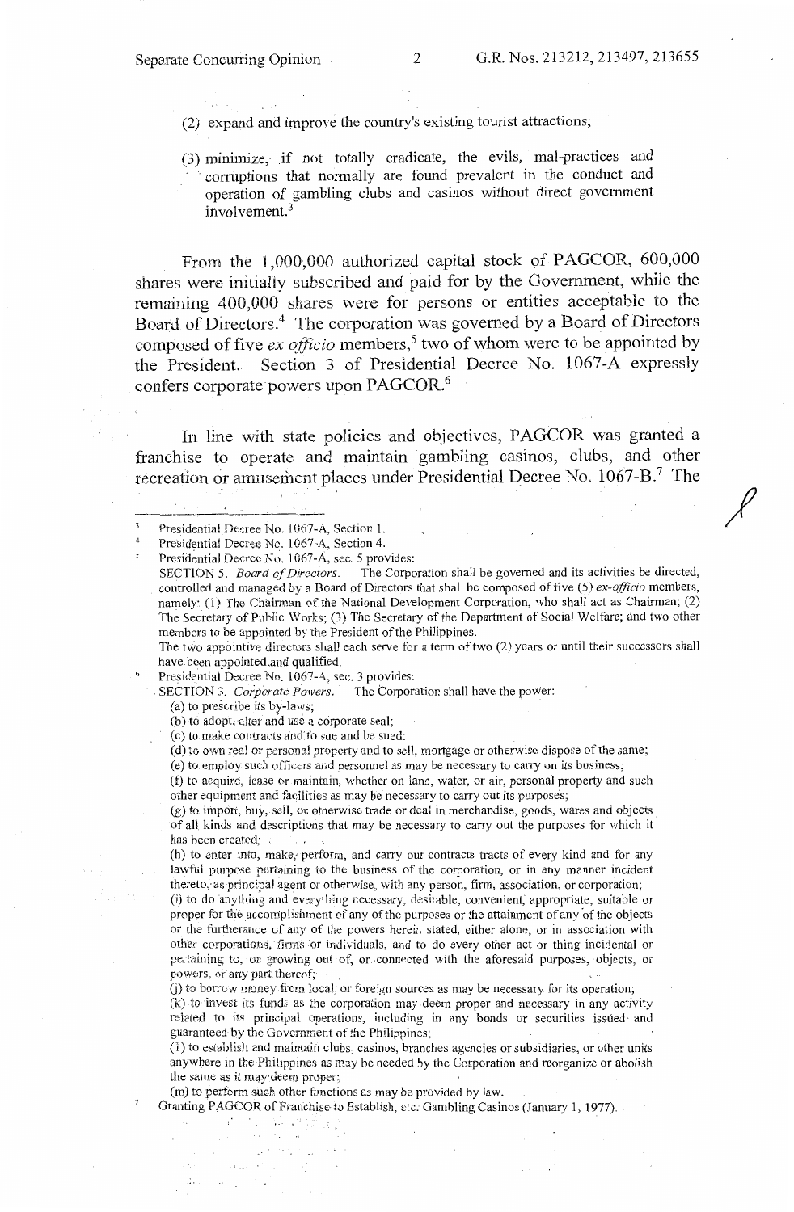(2) expand and improve the country's existing tourist attractions;

(3) minimize, if not totally eradicate, the evils, mal-practices and corruptions that normally are found prevalent in the conduct and operation of gambling clubs and casinos without direct government involvement.[3]

From the 1,000,000 authorized capital stock of PAGCOR, 600,000 shares were initially subscribed and paid for by the Government, while the remaining 400,000 shares were for persons or entities acceptable to the Board of Directors.[4] The corporation was governed by a Board of Directors composed of five *ex officio* members,[5] two of whom were to be appointed by the President. Section 3 of Presidential Decree No. 1067-A expressly confers corporate powers upon PAGCOR.[6]

In line with state policies and objectives, PAGCOR was granted a franchise to operate and maintain gambling casinos, clubs, and other recreation or amusement places under Presidential Decree No. 1067-B.[7] The

---

[3] Presidential Decree No. 1067-A, Section 1.

[4] Presidential Decree No. 1067-A, Section 4.

[5] Presidential Decree No. 1067-A, sec. 5 provides:
SECTION 5. *Board of Directors.* — The Corporation shall be governed and its activities be directed, controlled and managed by a Board of Directors that shall be composed of five (5) *ex-officio* members, namely: (1) The Chairman of the National Development Corporation, who shall act as Chairman; (2) The Secretary of Public Works; (3) The Secretary of the Department of Social Welfare; and two other members to be appointed by the President of the Philippines.
The two appointive directors shall each serve for a term of two (2) years or until their successors shall have been appointed and qualified.

[6] Presidential Decree No. 1067-A, sec. 3 provides:
SECTION 3. *Corporate Powers.* — The Corporation shall have the power:
(a) to prescribe its by-laws;
(b) to adopt, alter and use a corporate seal;
(c) to make contracts and to sue and be sued;
(d) to own real or personal property and to sell, mortgage or otherwise dispose of the same;
(e) to employ such officers and personnel as may be necessary to carry on its business;
(f) to acquire, lease or maintain, whether on land, water, or air, personal property and such other equipment and facilities as may be necessary to carry out its purposes;
(g) to import, buy, sell, or otherwise trade or deal in merchandise, goods, wares and objects of all kinds and descriptions that may be necessary to carry out the purposes for which it has been created;
(h) to enter into, make, perform, and carry out contracts tracts of every kind and for any lawful purpose pertaining to the business of the corporation, or in any manner incident thereto, as principal agent or otherwise, with any person, firm, association, or corporation;
(i) to do anything and everything necessary, desirable, convenient, appropriate, suitable or proper for the accomplishment of any of the purposes or the attainment of any of the objects or the furtherance of any of the powers herein stated, either alone, or in association with other corporations, firms or individuals, and to do every other act or thing incidental or pertaining to, or growing out of, or connected with the aforesaid purposes, objects, or powers, or any part thereof;
(j) to borrow money from local or foreign sources as may be necessary for its operation;
(k) to invest its funds as the corporation may deem proper and necessary in any activity related to its principal operations, including in any bonds or securities issued and guaranteed by the Government of the Philippines;
(l) to establish and maintain clubs, casinos, branches agencies or subsidiaries, or other units anywhere in the Philippines as may be needed by the Corporation and reorganize or abolish the same as it may deem proper;
(m) to perform such other functions as may be provided by law.

[7] Granting PAGCOR of Franchise to Establish, etc. Gambling Casinos (January 1, 1977).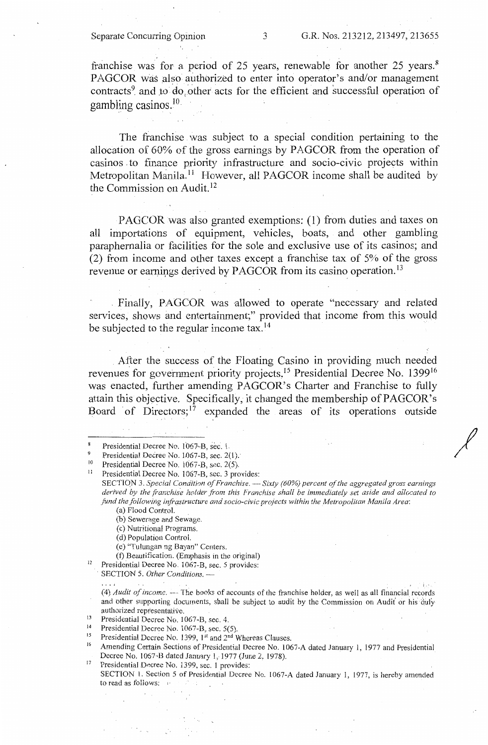franchise was for a period of 25 years, renewable for another 25 years.[8] PAGCOR was also authorized to enter into operator's and/or management contracts[9] and to do other acts for the efficient and successful operation of gambling casinos.[10]

The franchise was subject to a special condition pertaining to the allocation of 60% of the gross earnings by PAGCOR from the operation of casinos to finance priority infrastructure and socio-civic projects within Metropolitan Manila.[11] However, all PAGCOR income shall be audited by the Commission on Audit.[12]

PAGCOR was also granted exemptions: (1) from duties and taxes on all importations of equipment, vehicles, boats, and other gambling paraphernalia or facilities for the sole and exclusive use of its casinos; and (2) from income and other taxes except a franchise tax of 5% of the gross revenue or earnings derived by PAGCOR from its casino operation.[13]

Finally, PAGCOR was allowed to operate "necessary and related services, shows and entertainment;" provided that income from this would be subjected to the regular income tax.[14]

After the success of the Floating Casino in providing much needed revenues for government priority projects,[15] Presidential Decree No. 1399[16] was enacted, further amending PAGCOR's Charter and Franchise to fully attain this objective. Specifically, it changed the membership of PAGCOR's Board of Directors;[17] expanded the areas of its operations outside

---

[8] Presidential Decree No. 1067-B, sec. 1.

[9] Presidential Decree No. 1067-B, sec. 2(1).

[10] Presidential Decree No. 1067-B, sec. 2(5).

[11] Presidential Decree No. 1067-B, sec. 3 provides:

SECTION 3. *Special Condition of Franchise. — Sixty (60%) percent of the aggregated gross earnings derived by the franchise holder from this Franchise shall be immediately set aside and allocated to fund the following infrastructure and socio-civic projects within the Metropolitan Manila Area:*

(a) Flood Control.

(b) Sewerage and Sewage.

(c) Nutritional Programs.

(d) Population Control.

(e) "Tulungan ng Bayan" Centers.

(f) Beautification. (Emphasis in the original)

[12] Presidential Decree No. 1067-B, sec. 5 provides:

SECTION 5. *Other Conditions.* —

. . . .

(4) *Audit of income.* — The books of accounts of the franchise holder, as well as all financial records and other supporting documents, shall be subject to audit by the Commission on Audit or his duly authorized representative.

[13] Presidential Decree No. 1067-B, sec. 4.

[14] Presidential Decree No. 1067-B, sec. 5(5).

[15] Presidential Decree No. 1399, 1st and 2nd Whereas Clauses.

[16] Amending Certain Sections of Presidential Decree No. 1067-A dated January 1, 1977 and Presidential Decree No. 1067-B dated January 1, 1977 (June 2, 1978).

[17] Presidential Decree No. 1399, sec. 1 provides:

SECTION 1. Section 5 of Presidential Decree No. 1067-A dated January 1, 1977, is hereby amended to read as follows: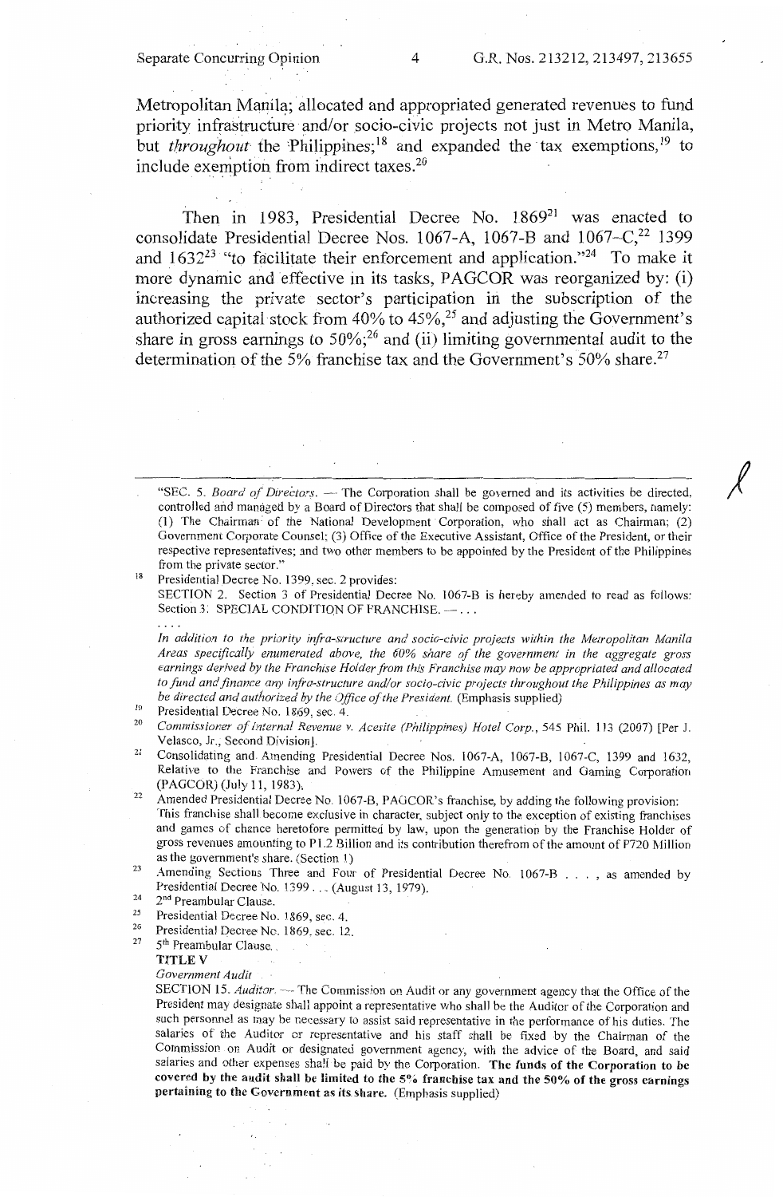Metropolitan Manila; allocated and appropriated generated revenues to fund priority infrastructure and/or socio-civic projects not just in Metro Manila, but *throughout* the Philippines;[18] and expanded the tax exemptions,[19] to include exemption from indirect taxes.[20]

Then in 1983, Presidential Decree No. 1869[21] was enacted to consolidate Presidential Decree Nos. 1067-A, 1067-B and 1067-C,[22] 1399 and 1632[23] "to facilitate their enforcement and application."[24] To make it more dynamic and effective in its tasks, PAGCOR was reorganized by: (i) increasing the private sector's participation in the subscription of the authorized capital stock from 40% to 45%,[25] and adjusting the Government's share in gross earnings to 50%;[26] and (ii) limiting governmental audit to the determination of the 5% franchise tax and the Government's 50% share.[27]

---

"SEC. 5. *Board of Directors.* — The Corporation shall be governed and its activities be directed, controlled and managed by a Board of Directors that shall be composed of five (5) members, namely: (1) The Chairman of the National Development Corporation, who shall act as Chairman; (2) Government Corporate Counsel; (3) Office of the Executive Assistant, Office of the President, or their respective representatives; and two other members to be appointed by the President of the Philippines from the private sector."

[18] Presidential Decree No. 1399, sec. 2 provides:
SECTION 2. Section 3 of Presidential Decree No. 1067-B is hereby amended to read as follows:
Section 3. SPECIAL CONDITION OF FRANCHISE. — . . .

. . . .

*In addition to the priority infra-structure and socio-civic projects within the Metropolitan Manila Areas specifically enumerated above, the 60% share of the government in the aggregate gross earnings derived by the Franchise Holder from this Franchise may now be appropriated and allocated to fund and finance any infra-structure and/or socio-civic projects throughout the Philippines as may be directed and authorized by the Office of the President.* (Emphasis supplied)

[19] Presidential Decree No. 1869, sec. 4.

[20] *Commissioner of Internal Revenue v. Acesite (Philippines) Hotel Corp.*, 545 Phil. 113 (2007) [Per J. Velasco, Jr., Second Division].

[21] Consolidating and Amending Presidential Decree Nos. 1067-A, 1067-B, 1067-C, 1399 and 1632, Relative to the Franchise and Powers of the Philippine Amusement and Gaming Corporation (PAGCOR) (July 11, 1983).

[22] Amended Presidential Decree No. 1067-B, PAGCOR's franchise, by adding the following provision:
This franchise shall become exclusive in character, subject only to the exception of existing franchises and games of chance heretofore permitted by law, upon the generation by the Franchise Holder of gross revenues amounting to P1.2 Billion and its contribution therefrom of the amount of P720 Million as the government's share. (Section 1)

[23] Amending Sections Three and Four of Presidential Decree No. 1067-B . . . , as amended by Presidential Decree No. 1399 . . . (August 13, 1979).

[24] 2nd Preambular Clause.

[25] Presidential Decree No. 1869, sec. 4.

[26] Presidential Decree No. 1869, sec. 12.

[27] 5th Preambular Clause.

**TITLE V**

*Government Audit*

SECTION 15. *Auditor.* — The Commission on Audit or any government agency that the Office of the President may designate shall appoint a representative who shall be the Auditor of the Corporation and such personnel as may be necessary to assist said representative in the performance of his duties. The salaries of the Auditor or representative and his staff shall be fixed by the Chairman of the Commission on Audit or designated government agency, with the advice of the Board, and said salaries and other expenses shall be paid by the Corporation. **The funds of the Corporation to be covered by the audit shall be limited to the 5% franchise tax and the 50% of the gross earnings pertaining to the Government as its share.** (Emphasis supplied)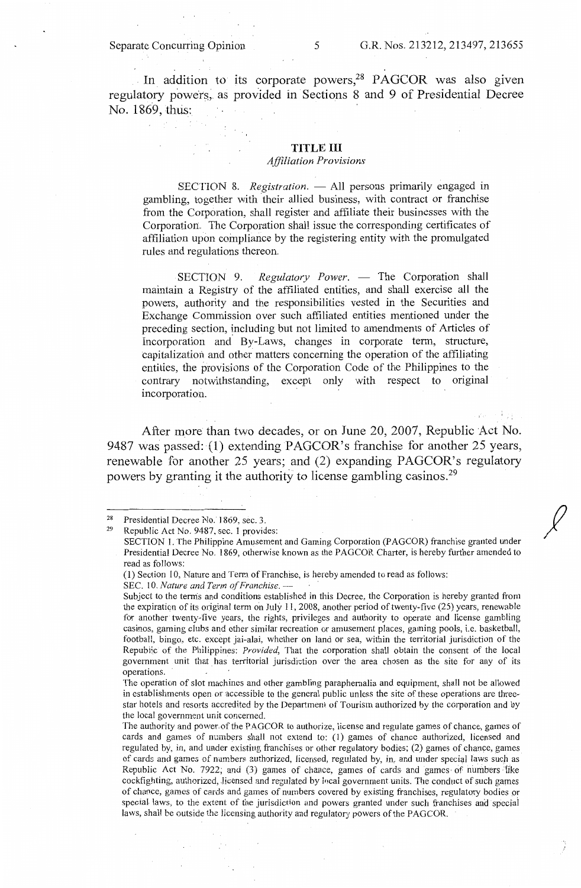In addition to its corporate powers,[28] PAGCOR was also given regulatory powers, as provided in Sections 8 and 9 of Presidential Decree No. 1869, thus:

> **TITLE III**
> *Affiliation Provisions*
>
> SECTION 8. *Registration.* — All persons primarily engaged in gambling, together with their allied business, with contract or franchise from the Corporation, shall register and affiliate their businesses with the Corporation. The Corporation shall issue the corresponding certificates of affiliation upon compliance by the registering entity with the promulgated rules and regulations thereon.
>
> SECTION 9. *Regulatory Power.* — The Corporation shall maintain a Registry of the affiliated entities, and shall exercise all the powers, authority and the responsibilities vested in the Securities and Exchange Commission over such affiliated entities mentioned under the preceding section, including but not limited to amendments of Articles of Incorporation and By-Laws, changes in corporate term, structure, capitalization and other matters concerning the operation of the affiliating entities, the provisions of the Corporation Code of the Philippines to the contrary notwithstanding, except only with respect to original incorporation.

After more than two decades, or on June 20, 2007, Republic Act No. 9487 was passed: (1) extending PAGCOR's franchise for another 25 years, renewable for another 25 years; and (2) expanding PAGCOR's regulatory powers by granting it the authority to license gambling casinos.[29]

---

[28] Presidential Decree No. 1869, sec. 3.

[29] Republic Act No. 9487, sec. 1 provides:
SECTION 1. The Philippine Amusement and Gaming Corporation (PAGCOR) franchise granted under Presidential Decree No. 1869, otherwise known as the PAGCOR Charter, is hereby further amended to read as follows:
(1) Section 10, Nature and Term of Franchise, is hereby amended to read as follows:
SEC. 10. *Nature and Term of Franchise.* —
Subject to the terms and conditions established in this Decree, the Corporation is hereby granted from the expiration of its original term on July 11, 2008, another period of twenty-five (25) years, renewable for another twenty-five years, the rights, privileges and authority to operate and license gambling casinos, gaming clubs and other similar recreation or amusement places, gaming pools, i.e. basketball, football, bingo, etc. except jai-alai, whether on land or sea, within the territorial jurisdiction of the Republic of the Philippines: *Provided*, That the corporation shall obtain the consent of the local government unit that has territorial jurisdiction over the area chosen as the site for any of its operations.
The operation of slot machines and other gambling paraphernalia and equipment, shall not be allowed in establishments open or accessible to the general public unless the site of these operations are three-star hotels and resorts accredited by the Department of Tourism authorized by the corporation and by the local government unit concerned.
The authority and power of the PAGCOR to authorize, license and regulate games of chance, games of cards and games of numbers shall not extend to: (1) games of chance authorized, licensed and regulated by, in, and under existing franchises or other regulatory bodies; (2) games of chance, games of cards and games of numbers authorized, licensed, regulated by, in, and under special laws such as Republic Act No. 7922; and (3) games of chance, games of cards and games of numbers like cockfighting, authorized, licensed and regulated by local government units. The conduct of such games of chance, games of cards and games of numbers covered by existing franchises, regulatory bodies or special laws, to the extent of the jurisdiction and powers granted under such franchises and special laws, shall be outside the licensing authority and regulatory powers of the PAGCOR.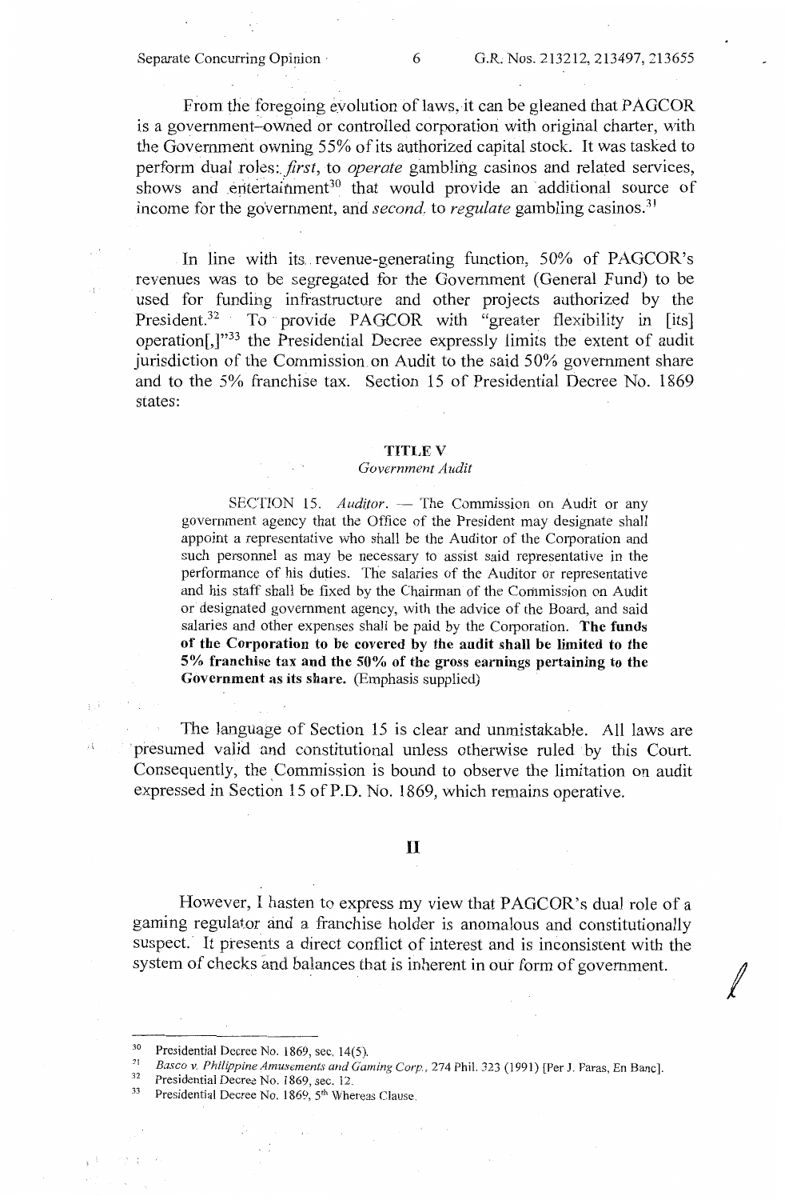From the foregoing evolution of laws, it can be gleaned that PAGCOR is a government-owned or controlled corporation with original charter, with the Government owning 55% of its authorized capital stock. It was tasked to perform dual roles: *first*, to *operate* gambling casinos and related services, shows and entertainment[30] that would provide an additional source of income for the government, and *second*, to *regulate* gambling casinos.[31]

In line with its revenue-generating function, 50% of PAGCOR's revenues was to be segregated for the Government (General Fund) to be used for funding infrastructure and other projects authorized by the President.[32] To provide PAGCOR with "greater flexibility in [its] operation[,]"[33] the Presidential Decree expressly limits the extent of audit jurisdiction of the Commission on Audit to the said 50% government share and to the 5% franchise tax. Section 15 of Presidential Decree No. 1869 states:

> **TITLE V**
>
> *Government Audit*
>
> SECTION 15. *Auditor*. — The Commission on Audit or any government agency that the Office of the President may designate shall appoint a representative who shall be the Auditor of the Corporation and such personnel as may be necessary to assist said representative in the performance of his duties. The salaries of the Auditor or representative and his staff shall be fixed by the Chairman of the Commission on Audit or designated government agency, with the advice of the Board, and said salaries and other expenses shall be paid by the Corporation. **The funds of the Corporation to be covered by the audit shall be limited to the 5% franchise tax and the 50% of the gross earnings pertaining to the Government as its share.** (Emphasis supplied)

The language of Section 15 is clear and unmistakable. All laws are presumed valid and constitutional unless otherwise ruled by this Court. Consequently, the Commission is bound to observe the limitation on audit expressed in Section 15 of P.D. No. 1869, which remains operative.

## II

However, I hasten to express my view that PAGCOR's dual role of a gaming regulator and a franchise holder is anomalous and constitutionally suspect. It presents a direct conflict of interest and is inconsistent with the system of checks and balances that is inherent in our form of government.

---

[30] Presidential Decree No. 1869, sec. 14(5).

[31] *Basco v. Philippine Amusements and Gaming Corp.*, 274 Phil. 323 (1991) [Per J. Paras, En Banc].

[32] Presidential Decree No. 1869, sec. 12.

[33] Presidential Decree No. 1869, 5th Whereas Clause.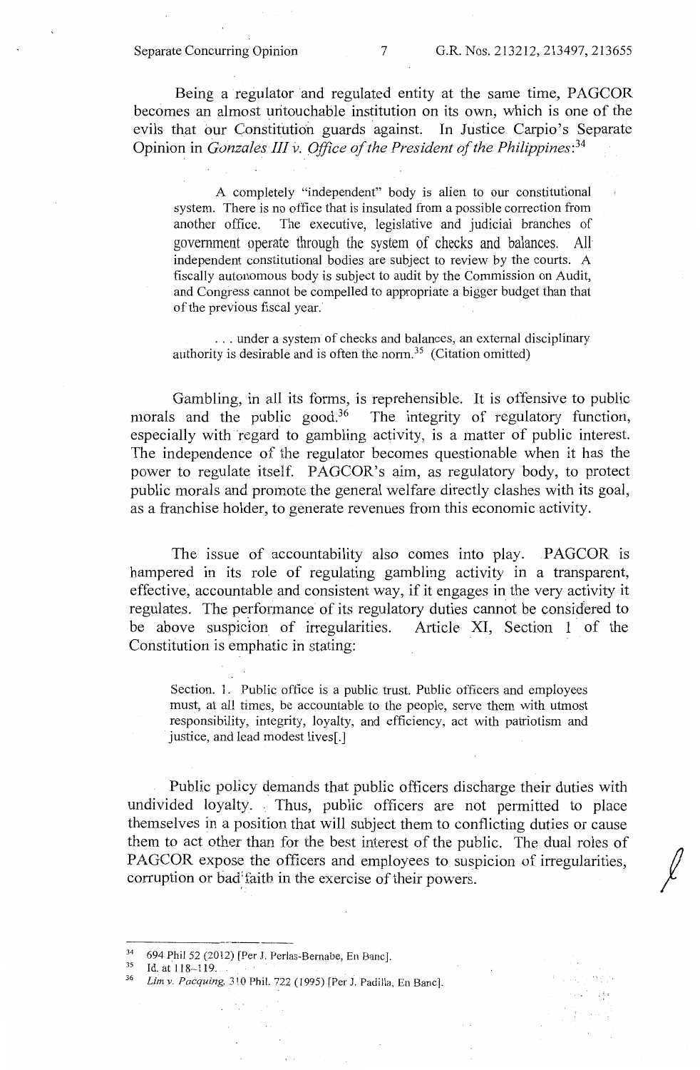Being a regulator and regulated entity at the same time, PAGCOR becomes an almost untouchable institution on its own, which is one of the evils that our Constitution guards against. In Justice Carpio's Separate Opinion in *Gonzales III v. Office of the President of the Philippines*:[34]

> A completely "independent" body is alien to our constitutional system. There is no office that is insulated from a possible correction from another office. The executive, legislative and judicial branches of government operate through the system of checks and balances. All independent constitutional bodies are subject to review by the courts. A fiscally autonomous body is subject to audit by the Commission on Audit, and Congress cannot be compelled to appropriate a bigger budget than that of the previous fiscal year.
>
> . . . under a system of checks and balances, an external disciplinary authority is desirable and is often the norm.[35] (Citation omitted)

Gambling, in all its forms, is reprehensible. It is offensive to public morals and the public good.[36] The integrity of regulatory function, especially with regard to gambling activity, is a matter of public interest. The independence of the regulator becomes questionable when it has the power to regulate itself. PAGCOR's aim, as regulatory body, to protect public morals and promote the general welfare directly clashes with its goal, as a franchise holder, to generate revenues from this economic activity.

The issue of accountability also comes into play. PAGCOR is hampered in its role of regulating gambling activity in a transparent, effective, accountable and consistent way, if it engages in the very activity it regulates. The performance of its regulatory duties cannot be considered to be above suspicion of irregularities. Article XI, Section 1 of the Constitution is emphatic in stating:

> Section. 1. Public office is a public trust. Public officers and employees must, at all times, be accountable to the people, serve them with utmost responsibility, integrity, loyalty, and efficiency, act with patriotism and justice, and lead modest lives[.]

Public policy demands that public officers discharge their duties with undivided loyalty. Thus, public officers are not permitted to place themselves in a position that will subject them to conflicting duties or cause them to act other than for the best interest of the public. The dual roles of PAGCOR expose the officers and employees to suspicion of irregularities, corruption or bad faith in the exercise of their powers.

---

[34] 694 Phil 52 (2012) [Per J. Perlas-Bernabe, En Banc].

[35] Id. at 118–119.

[36] *Lim v. Pacquing*, 310 Phil. 722 (1995) [Per J. Padilla, En Banc].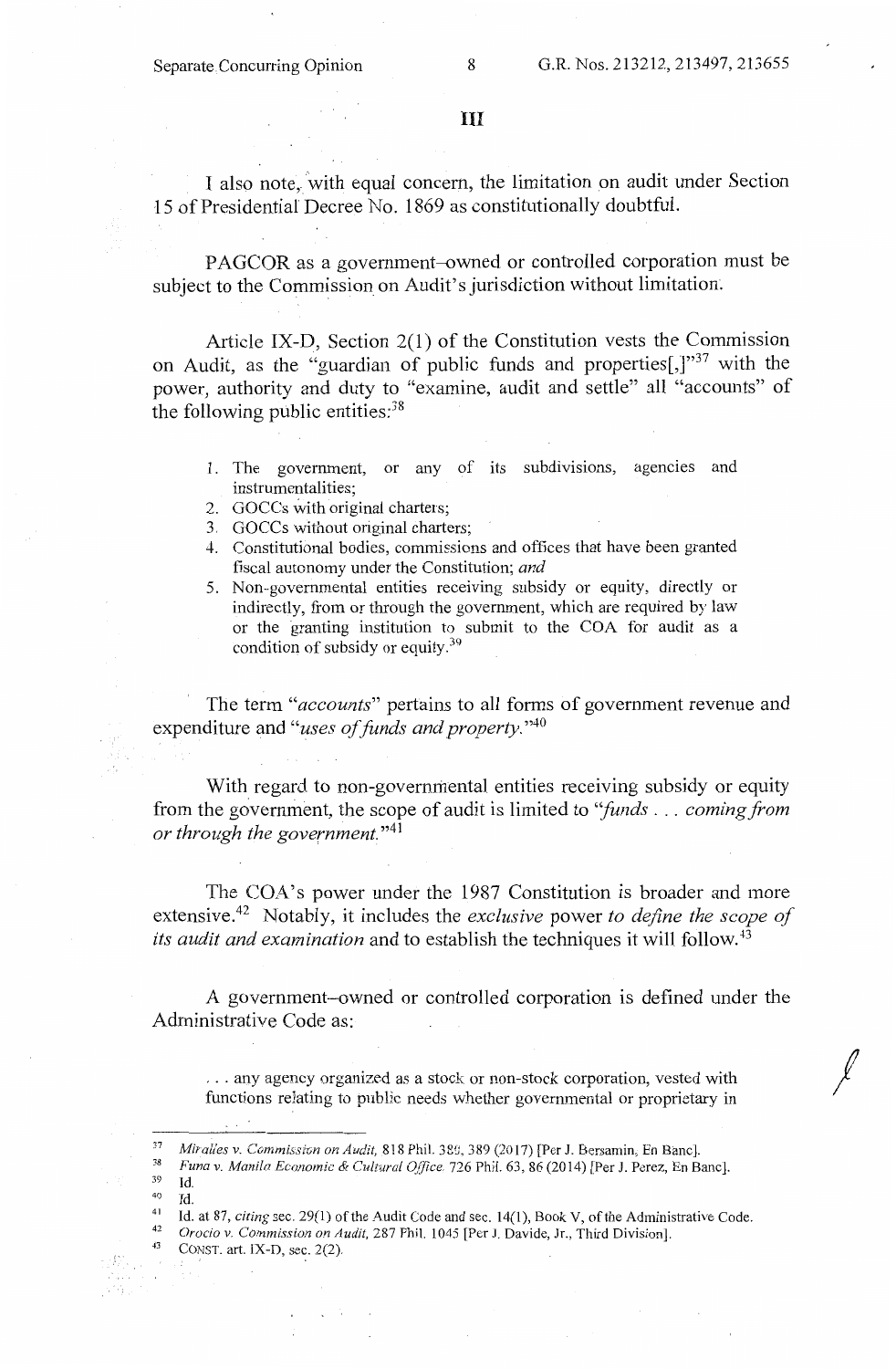III

I also note, with equal concern, the limitation on audit under Section 15 of Presidential Decree No. 1869 as constitutionally doubtful.

PAGCOR as a government–owned or controlled corporation must be subject to the Commission on Audit's jurisdiction without limitation.

Article IX-D, Section 2(1) of the Constitution vests the Commission on Audit, as the "guardian of public funds and properties[,]"[37] with the power, authority and duty to "examine, audit and settle" all "accounts" of the following public entities:[38]

1. The government, or any of its subdivisions, agencies and instrumentalities;
2. GOCCs with original charters;
3. GOCCs without original charters;
4. Constitutional bodies, commissions and offices that have been granted fiscal autonomy under the Constitution; *and*
5. Non-governmental entities receiving subsidy or equity, directly or indirectly, from or through the government, which are required by law or the granting institution to submit to the COA for audit as a condition of subsidy or equity.[39]

The term "*accounts*" pertains to all forms of government revenue and expenditure and "*uses of funds and property.*"[40]

With regard to non-governmental entities receiving subsidy or equity from the government, the scope of audit is limited to "*funds . . . coming from or through the government.*"[41]

The COA's power under the 1987 Constitution is broader and more extensive.[42] Notably, it includes the *exclusive* power *to define the scope of its audit and examination* and to establish the techniques it will follow.[43]

A government–owned or controlled corporation is defined under the Administrative Code as:

> . . . any agency organized as a stock or non-stock corporation, vested with functions relating to public needs whether governmental or proprietary in

---

[37] *Miralles v. Commission on Audit,* 818 Phil. 380, 389 (2017) [Per J. Bersamin, En Banc].
[38] *Funa v. Manila Economic & Cultural Office,* 726 Phil. 63, 86 (2014) [Per J. Perez, En Banc].
[39] Id.
[40] Id.
[41] Id. at 87, *citing* sec. 29(1) of the Audit Code and sec. 14(1), Book V, of the Administrative Code.
[42] *Orocio v. Commission on Audit,* 287 Phil. 1045 [Per J. Davide, Jr., Third Division].
[43] CONST. art. IX-D, sec. 2(2).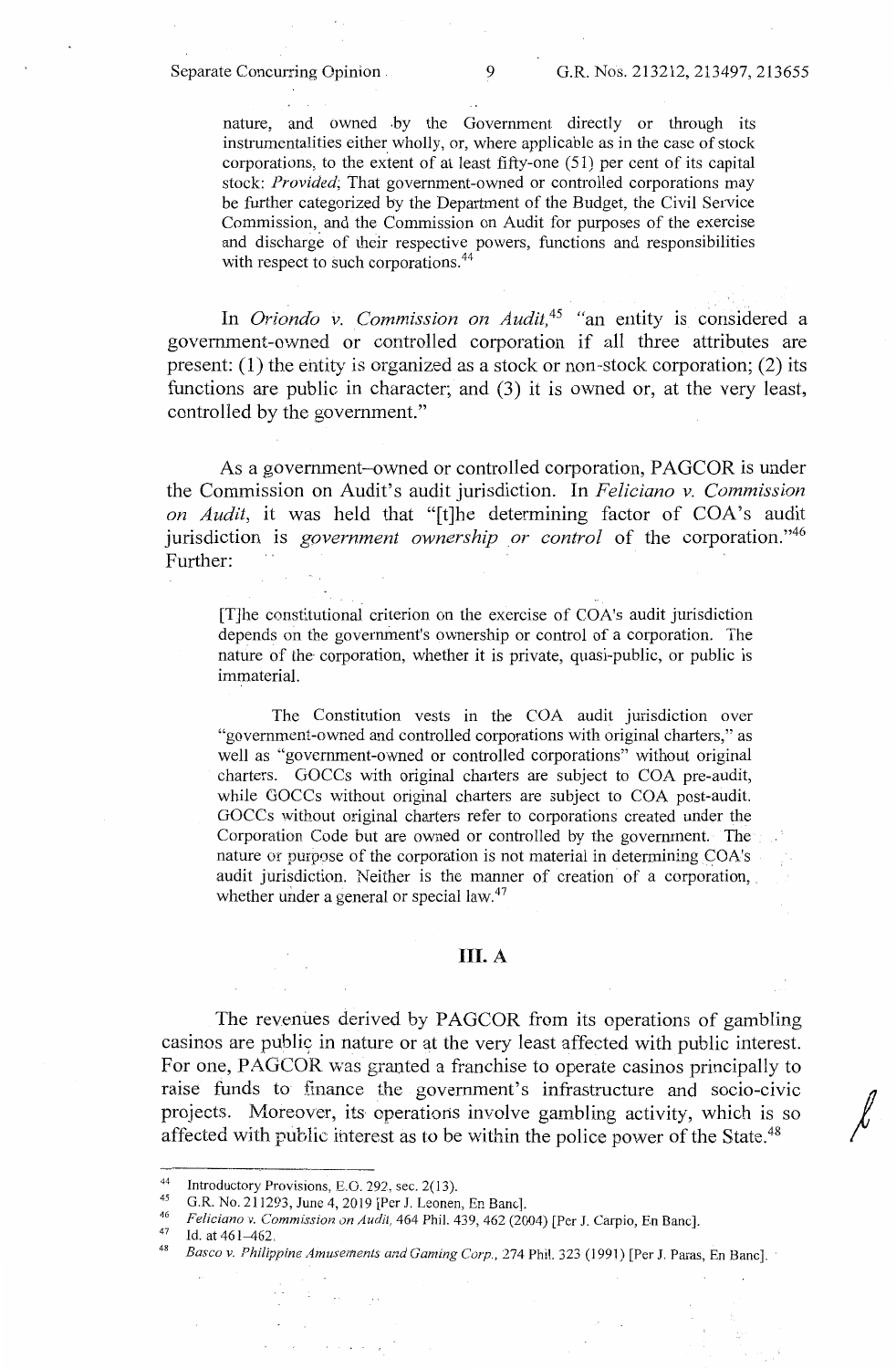> nature, and owned by the Government directly or through its instrumentalities either wholly, or, where applicable as in the case of stock corporations, to the extent of at least fifty-one (51) per cent of its capital stock: *Provided*, That government-owned or controlled corporations may be further categorized by the Department of the Budget, the Civil Service Commission, and the Commission on Audit for purposes of the exercise and discharge of their respective powers, functions and responsibilities with respect to such corporations.[44]

In *Oriondo v. Commission on Audit*,[45] "an entity is considered a government-owned or controlled corporation if all three attributes are present: (1) the entity is organized as a stock or non-stock corporation; (2) its functions are public in character; and (3) it is owned or, at the very least, controlled by the government."

As a government–owned or controlled corporation, PAGCOR is under the Commission on Audit's audit jurisdiction. In *Feliciano v. Commission on Audit*, it was held that "[t]he determining factor of COA's audit jurisdiction is *government ownership or control* of the corporation."[46] Further:

> [T]he constitutional criterion on the exercise of COA's audit jurisdiction depends on the government's ownership or control of a corporation. The nature of the corporation, whether it is private, quasi-public, or public is immaterial.
>
> The Constitution vests in the COA audit jurisdiction over "government-owned and controlled corporations with original charters," as well as "government-owned or controlled corporations" without original charters. GOCCs with original charters are subject to COA pre-audit, while GOCCs without original charters are subject to COA post-audit. GOCCs without original charters refer to corporations created under the Corporation Code but are owned or controlled by the government. The nature or purpose of the corporation is not material in determining COA's audit jurisdiction. Neither is the manner of creation of a corporation, whether under a general or special law.[47]

## III. A

The revenues derived by PAGCOR from its operations of gambling casinos are public in nature or at the very least affected with public interest. For one, PAGCOR was granted a franchise to operate casinos principally to raise funds to finance the government's infrastructure and socio-civic projects. Moreover, its operations involve gambling activity, which is so affected with public interest as to be within the police power of the State.[48]

---

[44] Introductory Provisions, E.O. 292, sec. 2(13).

[45] G.R. No. 211293, June 4, 2019 [Per J. Leonen, En Banc].

[46] *Feliciano v. Commission on Audit*, 464 Phil. 439, 462 (2004) [Per J. Carpio, En Banc].

[47] Id. at 461–462.

[48] *Basco v. Philippine Amusements and Gaming Corp.*, 274 Phil. 323 (1991) [Per J. Paras, En Banc].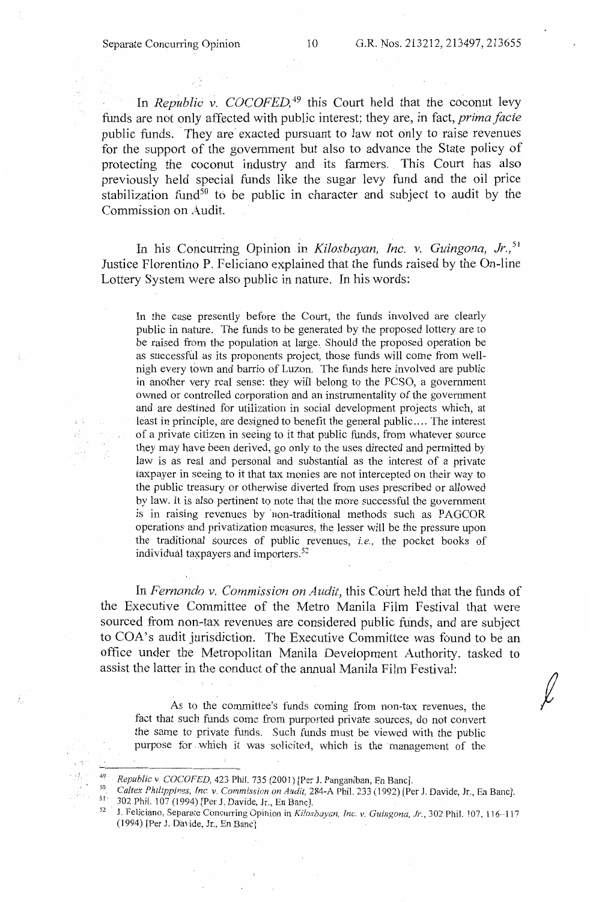In *Republic v. COCOFED*,[49] this Court held that the coconut levy funds are not only affected with public interest; they are, in fact, *prima facie* public funds. They are exacted pursuant to law not only to raise revenues for the support of the government but also to advance the State policy of protecting the coconut industry and its farmers. This Court has also previously held special funds like the sugar levy fund and the oil price stabilization fund[50] to be public in character and subject to audit by the Commission on Audit.

In his Concurring Opinion in *Kilosbayan, Inc. v. Guingona, Jr.*,[51] Justice Florentino P. Feliciano explained that the funds raised by the On-line Lottery System were also public in nature. In his words:

> In the case presently before the Court, the funds involved are clearly public in nature. The funds to be generated by the proposed lottery are to be raised from the population at large. Should the proposed operation be as successful as its proponents project, those funds will come from well-nigh every town and barrio of Luzon. The funds here involved are public in another very real sense: they will belong to the PCSO, a government owned or controlled corporation and an instrumentality of the government and are destined for utilization in social development projects which, at least in principle, are designed to benefit the general public.... The interest of a private citizen in seeing to it that public funds, from whatever source they may have been derived, go only to the uses directed and permitted by law is as real and personal and substantial as the interest of a private taxpayer in seeing to it that tax monies are not intercepted on their way to the public treasury or otherwise diverted from uses prescribed or allowed by law. It is also pertinent to note that the more successful the government is in raising revenues by non-traditional methods such as PAGCOR operations and privatization measures, the lesser will be the pressure upon the traditional sources of public revenues, *i.e.*, the pocket books of individual taxpayers and importers.[52]

In *Fernando v. Commission on Audit*, this Court held that the funds of the Executive Committee of the Metro Manila Film Festival that were sourced from non-tax revenues are considered public funds, and are subject to COA's audit jurisdiction. The Executive Committee was found to be an office under the Metropolitan Manila Development Authority, tasked to assist the latter in the conduct of the annual Manila Film Festival:

> As to the committee's funds coming from non-tax revenues, the fact that such funds come from purported private sources, do not convert the same to private funds. Such funds must be viewed with the public purpose for which it was solicited, which is the management of the

---

[49] *Republic v. COCOFED*, 423 Phil. 735 (2001) [Per J. Panganiban, En Banc].

[50] *Caltex Philippines, Inc. v. Commission on Audit*, 284-A Phil. 233 (1992) [Per J. Davide, Jr., En Banc].

[51] 302 Phil. 107 (1994) [Per J. Davide, Jr., En Banc].

[52] J. Feliciano, Separate Concurring Opinion in *Kilosbayan, Inc. v. Guingona, Jr.*, 302 Phil. 107, 116–117 (1994) [Per J. Davide, Jr., En Banc]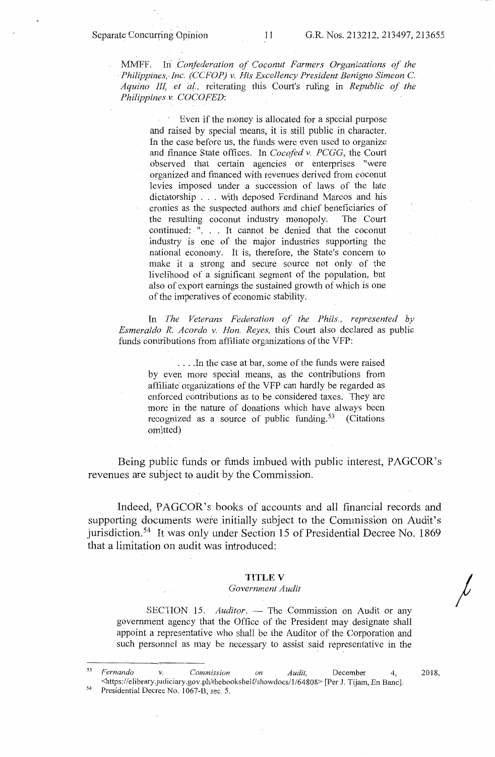MMFF. In *Confederation of Coconut Farmers Organizations of the Philippines, Inc. (CCFOP) v. His Excellency President Benigno Simeon C. Aquino III, et al.*, reiterating this Court's ruling in *Republic of the Philippines v. COCOFED*:

> Even if the money is allocated for a special purpose and raised by special means, it is still public in character. In the case before us, the funds were even used to organize and finance State offices. In *Cocofed v. PCGG*, the Court observed that certain agencies or enterprises "were organized and financed with revenues derived from coconut levies imposed under a succession of laws of the late dictatorship . . . with deposed Ferdinand Marcos and his cronies as the suspected authors and chief beneficiaries of the resulting coconut industry monopoly. The Court continued: ". . . It cannot be denied that the coconut industry is one of the major industries supporting the national economy. It is, therefore, the State's concern to make it a strong and secure source not only of the livelihood of a significant segment of the population, but also of export earnings the sustained growth of which is one of the imperatives of economic stability.
>
> In *The Veterans Federation of the Phils., represented by Esmeraldo R. Acordo v. Hon. Reyes,* this Court also declared as public funds contributions from affiliate organizations of the VFP:
>
> > . . . .In the case at bar, some of the funds were raised by even more special means, as the contributions from affiliate organizations of the VFP can hardly be regarded as enforced contributions as to be considered taxes. They are more in the nature of donations which have always been recognized as a source of public funding.[53] (Citations omitted)

Being public funds or funds imbued with public interest, PAGCOR's revenues are subject to audit by the Commission.

Indeed, PAGCOR's books of accounts and all financial records and supporting documents were initially subject to the Commission on Audit's jurisdiction.[54] It was only under Section 15 of Presidential Decree No. 1869 that a limitation on audit was introduced:

> **TITLE V**
>
> *Government Audit*
>
> SECTION 15. *Auditor.* — The Commission on Audit or any government agency that the Office of the President may designate shall appoint a representative who shall be the Auditor of the Corporation and such personnel as may be necessary to assist said representative in the

---

[53] *Fernando v. Commission on Audit,* December 4, 2018, <https://elibrary.judiciary.gov.ph/thebookshelf/showdocs/1/64808> [Per J. Tijam, En Banc].

[54] Presidential Decree No. 1067-B, sec. 5.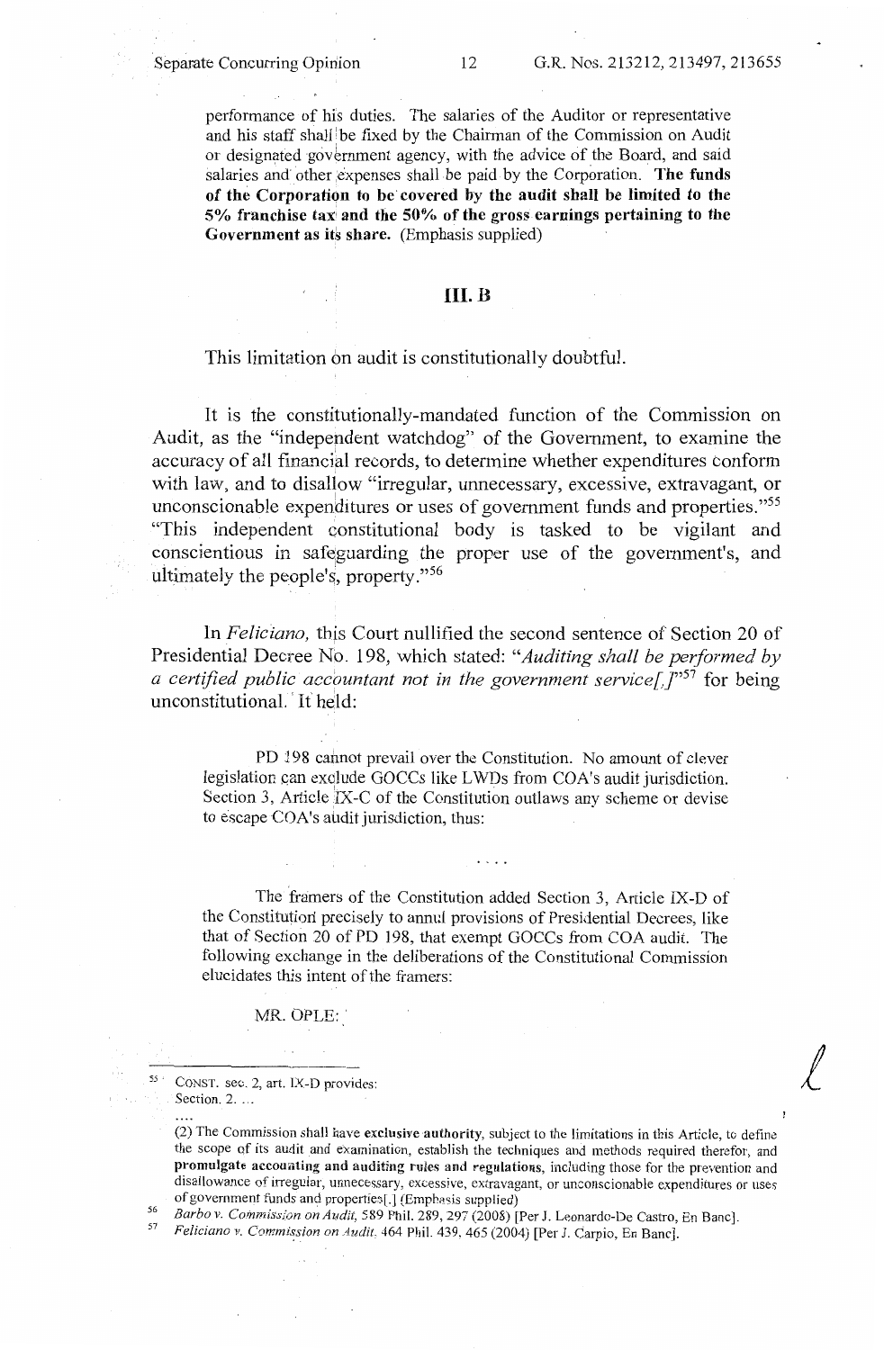performance of his duties. The salaries of the Auditor or representative and his staff shall be fixed by the Chairman of the Commission on Audit or designated government agency, with the advice of the Board, and said salaries and other expenses shall be paid by the Corporation. **The funds of the Corporation to be covered by the audit shall be limited to the 5% franchise tax and the 50% of the gross earnings pertaining to the Government as its share.** (Emphasis supplied)

## III. B

This limitation on audit is constitutionally doubtful.

It is the constitutionally-mandated function of the Commission on Audit, as the "independent watchdog" of the Government, to examine the accuracy of all financial records, to determine whether expenditures conform with law, and to disallow "irregular, unnecessary, excessive, extravagant, or unconscionable expenditures or uses of government funds and properties."[55] "This independent constitutional body is tasked to be vigilant and conscientious in safeguarding the proper use of the government's, and ultimately the people's, property."[56]

In *Feliciano*, this Court nullified the second sentence of Section 20 of Presidential Decree No. 198, which stated: "*Auditing shall be performed by a certified public accountant not in the government service[.]*"[57] for being unconstitutional. It held:

> PD 198 cannot prevail over the Constitution. No amount of clever legislation can exclude GOCCs like LWDs from COA's audit jurisdiction. Section 3, Article IX-C of the Constitution outlaws any scheme or devise to escape COA's audit jurisdiction, thus:
>
> . . . .
>
> The framers of the Constitution added Section 3, Article IX-D of the Constitution precisely to annul provisions of Presidential Decrees, like that of Section 20 of PD 198, that exempt GOCCs from COA audit. The following exchange in the deliberations of the Constitutional Commission elucidates this intent of the framers:
>
> MR. OPLE:

---

[55] CONST. sec. 2, art. IX-D provides:
Section. 2. ...
....
(2) The Commission shall have **exclusive authority**, subject to the limitations in this Article, to define the scope of its audit and examination, establish the techniques and methods required therefor, and **promulgate accounting and auditing rules and regulations**, including those for the prevention and disallowance of irregular, unnecessary, excessive, extravagant, or unconscionable expenditures or uses of government funds and properties[.] (Emphasis supplied)

[56] *Barbo v. Commission on Audit*, 589 Phil. 289, 297 (2008) [Per J. Leonardo-De Castro, En Banc].

[57] *Feliciano v. Commission on Audit*, 464 Phil. 439, 465 (2004) [Per J. Carpio, En Banc].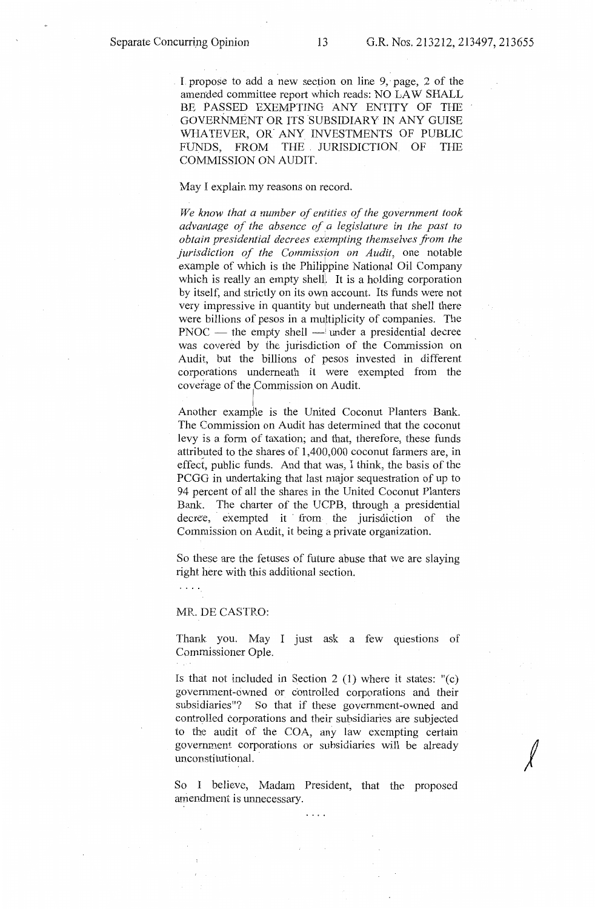I propose to add a new section on line 9, page, 2 of the amended committee report which reads: NO LAW SHALL BE PASSED EXEMPTING ANY ENTITY OF THE GOVERNMENT OR ITS SUBSIDIARY IN ANY GUISE WHATEVER, OR ANY INVESTMENTS OF PUBLIC FUNDS, FROM THE JURISDICTION OF THE COMMISSION ON AUDIT.

May I explain my reasons on record.

*We know that a number of entities of the government took advantage of the absence of a legislature in the past to obtain presidential decrees exempting themselves from the jurisdiction of the Commission on Audit*, one notable example of which is the Philippine National Oil Company which is really an empty shell. It is a holding corporation by itself, and strictly on its own account. Its funds were not very impressive in quantity but underneath that shell there were billions of pesos in a multiplicity of companies. The PNOC — the empty shell — under a presidential decree was covered by the jurisdiction of the Commission on Audit, but the billions of pesos invested in different corporations underneath it were exempted from the coverage of the Commission on Audit.

Another example is the United Coconut Planters Bank. The Commission on Audit has determined that the coconut levy is a form of taxation; and that, therefore, these funds attributed to the shares of 1,400,000 coconut farmers are, in effect, public funds. And that was, I think, the basis of the PCGG in undertaking that last major sequestration of up to 94 percent of all the shares in the United Coconut Planters Bank. The charter of the UCPB, through a presidential decree, exempted it from the jurisdiction of the Commission on Audit, it being a private organization.

So these are the fetuses of future abuse that we are slaying right here with this additional section.

. . . .

MR. DE CASTRO:

Thank you. May I just ask a few questions of Commissioner Ople.

Is that not included in Section 2 (1) where it states: "(c) government-owned or controlled corporations and their subsidiaries"? So that if these government-owned and controlled corporations and their subsidiaries are subjected to the audit of the COA, any law exempting certain government corporations or subsidiaries will be already unconstitutional.

So I believe, Madam President, that the proposed amendment is unnecessary.

. . . .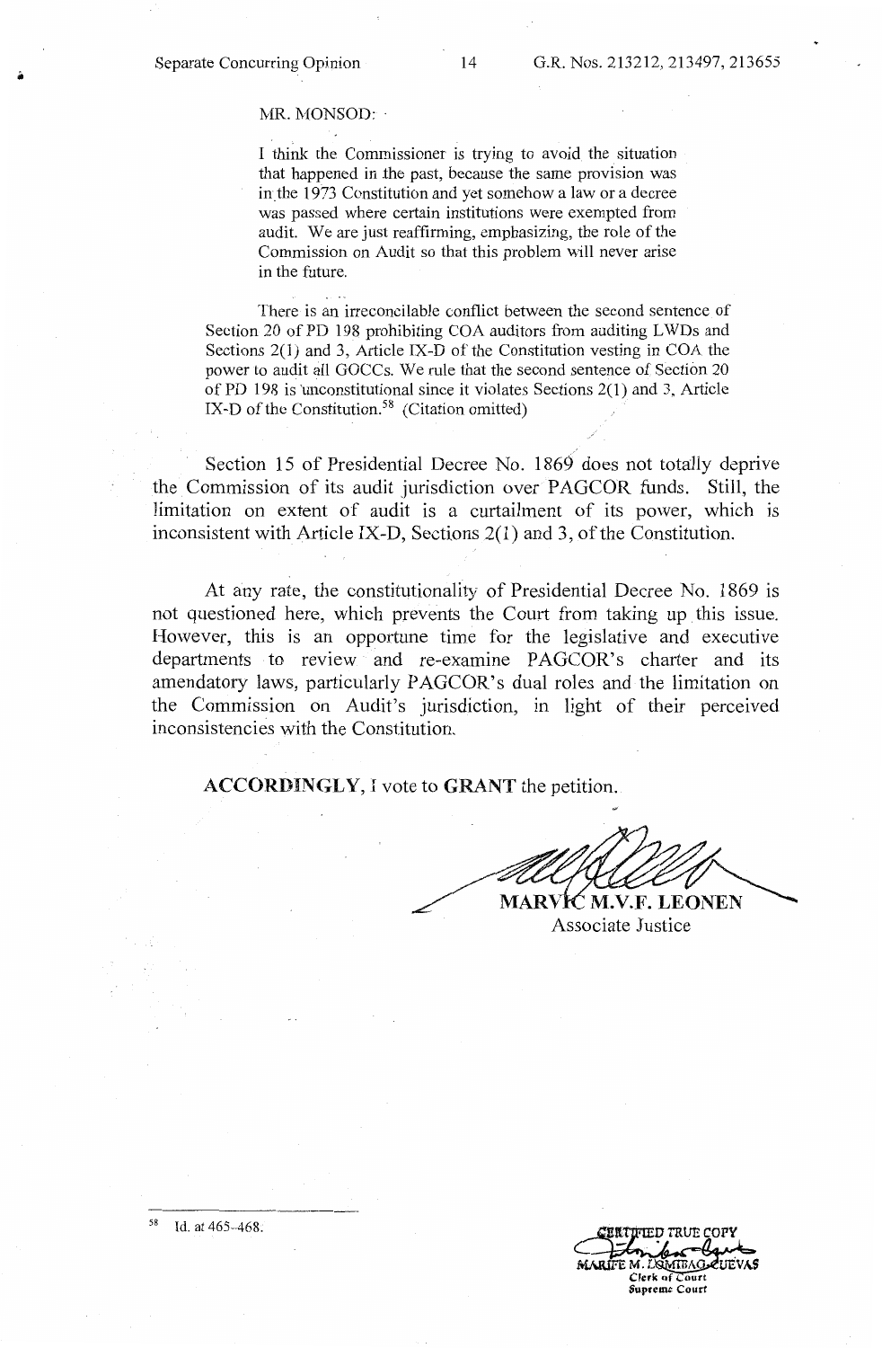MR. MONSOD:

> I think the Commissioner is trying to avoid the situation that happened in the past, because the same provision was in the 1973 Constitution and yet somehow a law or a decree was passed where certain institutions were exempted from audit. We are just reaffirming, emphasizing, the role of the Commission on Audit so that this problem will never arise in the future.
>
> There is an irreconcilable conflict between the second sentence of Section 20 of PD 198 prohibiting COA auditors from auditing LWDs and Sections 2(1) and 3, Article IX-D of the Constitution vesting in COA the power to audit all GOCCs. We rule that the second sentence of Section 20 of PD 198 is unconstitutional since it violates Sections 2(1) and 3, Article IX-D of the Constitution.[58] (Citation omitted)

Section 15 of Presidential Decree No. 1869 does not totally deprive the Commission of its audit jurisdiction over PAGCOR funds. Still, the limitation on extent of audit is a curtailment of its power, which is inconsistent with Article IX-D, Sections 2(1) and 3, of the Constitution.

At any rate, the constitutionality of Presidential Decree No. 1869 is not questioned here, which prevents the Court from taking up this issue. However, this is an opportune time for the legislative and executive departments to review and re-examine PAGCOR's charter and its amendatory laws, particularly PAGCOR's dual roles and the limitation on the Commission on Audit's jurisdiction, in light of their perceived inconsistencies with the Constitution.

**ACCORDINGLY**, I vote to **GRANT** the petition.

**MARVIC M.V.F. LEONEN**
Associate Justice

---

[58] Id. at 465-468.

CERTIFIED TRUE COPY
MARIFE M. LOMIBAO-CUEVAS
Clerk of Court
Supreme Court